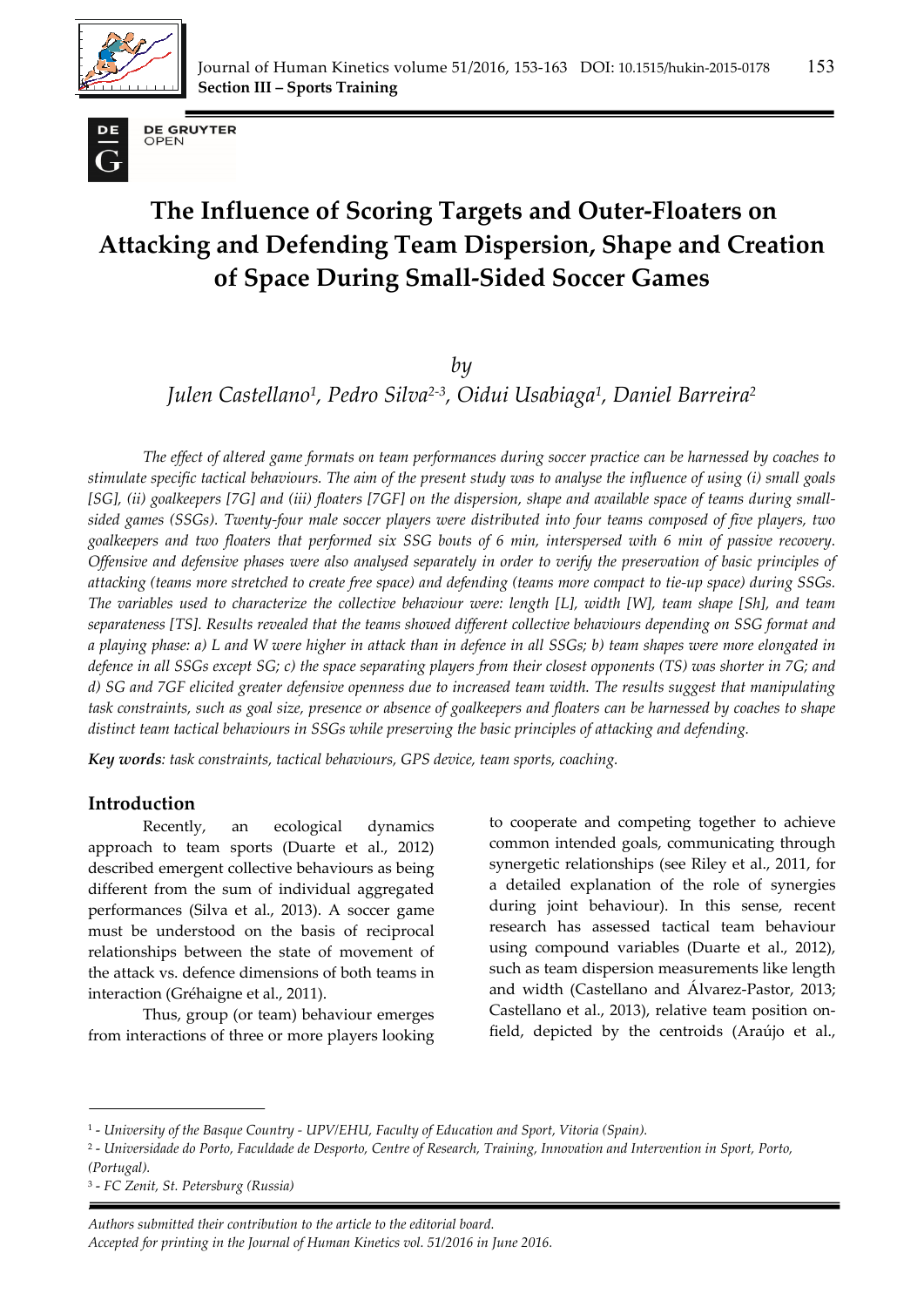# The Influence of Scoring Targets and Outer-Floaters on Attacking and Defending Team Dispersion, Shape and Creation of Space During Small-Sided Soccer Games

*by*

*Julen Castellano[1], Pedro Silva[2-3], Oidui Usabiaga[1], Daniel Barreira[2]*

*The effect of altered game formats on team performances during soccer practice can be harnessed by coaches to stimulate specific tactical behaviours. The aim of the present study was to analyse the influence of using (i) small goals [SG], (ii) goalkeepers [7G] and (iii) floaters [7GF] on the dispersion, shape and available space of teams during small-sided games (SSGs). Twenty-four male soccer players were distributed into four teams composed of five players, two goalkeepers and two floaters that performed six SSG bouts of 6 min, interspersed with 6 min of passive recovery. Offensive and defensive phases were also analysed separately in order to verify the preservation of basic principles of attacking (teams more stretched to create free space) and defending (teams more compact to tie-up space) during SSGs. The variables used to characterize the collective behaviour were: length [L], width [W], team shape [Sh], and team separateness [TS]. Results revealed that the teams showed different collective behaviours depending on SSG format and a playing phase: a) L and W were higher in attack than in defence in all SSGs; b) team shapes were more elongated in defence in all SSGs except SG; c) the space separating players from their closest opponents (TS) was shorter in 7G; and d) SG and 7GF elicited greater defensive openness due to increased team width. The results suggest that manipulating task constraints, such as goal size, presence or absence of goalkeepers and floaters can be harnessed by coaches to shape distinct team tactical behaviours in SSGs while preserving the basic principles of attacking and defending.*

***Key words**: task constraints, tactical behaviours, GPS device, team sports, coaching.*

## Introduction

Recently, an ecological dynamics approach to team sports (Duarte et al., 2012) described emergent collective behaviours as being different from the sum of individual aggregated performances (Silva et al., 2013). A soccer game must be understood on the basis of reciprocal relationships between the state of movement of the attack vs. defence dimensions of both teams in interaction (Gréhaigne et al., 2011).

Thus, group (or team) behaviour emerges from interactions of three or more players looking to cooperate and competing together to achieve common intended goals, communicating through synergetic relationships (see Riley et al., 2011, for a detailed explanation of the role of synergies during joint behaviour). In this sense, recent research has assessed tactical team behaviour using compound variables (Duarte et al., 2012), such as team dispersion measurements like length and width (Castellano and Álvarez-Pastor, 2013; Castellano et al., 2013), relative team position on-field, depicted by the centroids (Araújo et al.,

---

[1] - *University of the Basque Country - UPV/EHU, Faculty of Education and Sport, Vitoria (Spain).*

[2] - *Universidade do Porto, Faculdade de Desporto, Centre of Research, Training, Innovation and Intervention in Sport, Porto, (Portugal).*

[3] - *FC Zenit, St. Petersburg (Russia)*

*Authors submitted their contribution to the article to the editorial board.*

*Accepted for printing in the Journal of Human Kinetics vol. 51/2016 in June 2016.*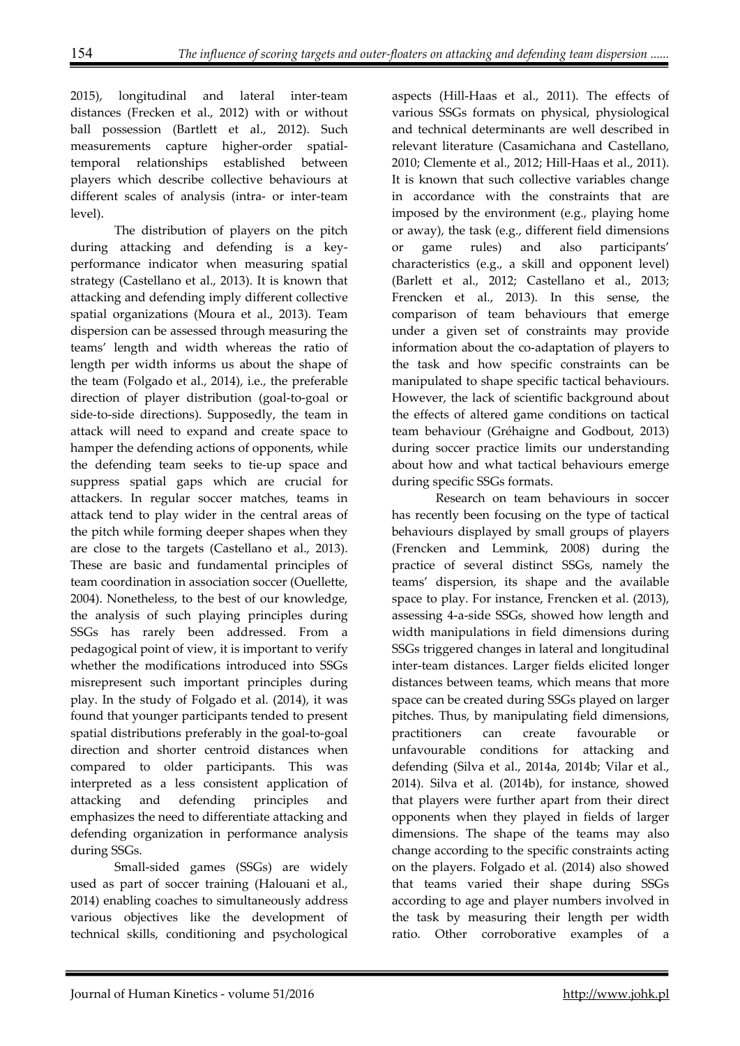2015), longitudinal and lateral inter-team distances (Frecken et al., 2012) with or without ball possession (Bartlett et al., 2012). Such measurements capture higher-order spatial-temporal relationships established between players which describe collective behaviours at different scales of analysis (intra- or inter-team level).

The distribution of players on the pitch during attacking and defending is a key-performance indicator when measuring spatial strategy (Castellano et al., 2013). It is known that attacking and defending imply different collective spatial organizations (Moura et al., 2013). Team dispersion can be assessed through measuring the teams' length and width whereas the ratio of length per width informs us about the shape of the team (Folgado et al., 2014), i.e., the preferable direction of player distribution (goal-to-goal or side-to-side directions). Supposedly, the team in attack will need to expand and create space to hamper the defending actions of opponents, while the defending team seeks to tie-up space and suppress spatial gaps which are crucial for attackers. In regular soccer matches, teams in attack tend to play wider in the central areas of the pitch while forming deeper shapes when they are close to the targets (Castellano et al., 2013). These are basic and fundamental principles of team coordination in association soccer (Ouellette, 2004). Nonetheless, to the best of our knowledge, the analysis of such playing principles during SSGs has rarely been addressed. From a pedagogical point of view, it is important to verify whether the modifications introduced into SSGs misrepresent such important principles during play. In the study of Folgado et al. (2014), it was found that younger participants tended to present spatial distributions preferably in the goal-to-goal direction and shorter centroid distances when compared to older participants. This was interpreted as a less consistent application of attacking and defending principles and emphasizes the need to differentiate attacking and defending organization in performance analysis during SSGs.

Small-sided games (SSGs) are widely used as part of soccer training (Halouani et al., 2014) enabling coaches to simultaneously address various objectives like the development of technical skills, conditioning and psychological aspects (Hill-Haas et al., 2011). The effects of various SSGs formats on physical, physiological and technical determinants are well described in relevant literature (Casamichana and Castellano, 2010; Clemente et al., 2012; Hill-Haas et al., 2011). It is known that such collective variables change in accordance with the constraints that are imposed by the environment (e.g., playing home or away), the task (e.g., different field dimensions or game rules) and also participants' characteristics (e.g., a skill and opponent level) (Barlett et al., 2012; Castellano et al., 2013; Frencken et al., 2013). In this sense, the comparison of team behaviours that emerge under a given set of constraints may provide information about the co-adaptation of players to the task and how specific constraints can be manipulated to shape specific tactical behaviours. However, the lack of scientific background about the effects of altered game conditions on tactical team behaviour (Gréhaigne and Godbout, 2013) during soccer practice limits our understanding about how and what tactical behaviours emerge during specific SSGs formats.

Research on team behaviours in soccer has recently been focusing on the type of tactical behaviours displayed by small groups of players (Frencken and Lemmink, 2008) during the practice of several distinct SSGs, namely the teams' dispersion, its shape and the available space to play. For instance, Frencken et al. (2013), assessing 4-a-side SSGs, showed how length and width manipulations in field dimensions during SSGs triggered changes in lateral and longitudinal inter-team distances. Larger fields elicited longer distances between teams, which means that more space can be created during SSGs played on larger pitches. Thus, by manipulating field dimensions, practitioners can create favourable or unfavourable conditions for attacking and defending (Silva et al., 2014a, 2014b; Vilar et al., 2014). Silva et al. (2014b), for instance, showed that players were further apart from their direct opponents when they played in fields of larger dimensions. The shape of the teams may also change according to the specific constraints acting on the players. Folgado et al. (2014) also showed that teams varied their shape during SSGs according to age and player numbers involved in the task by measuring their length per width ratio. Other corroborative examples of a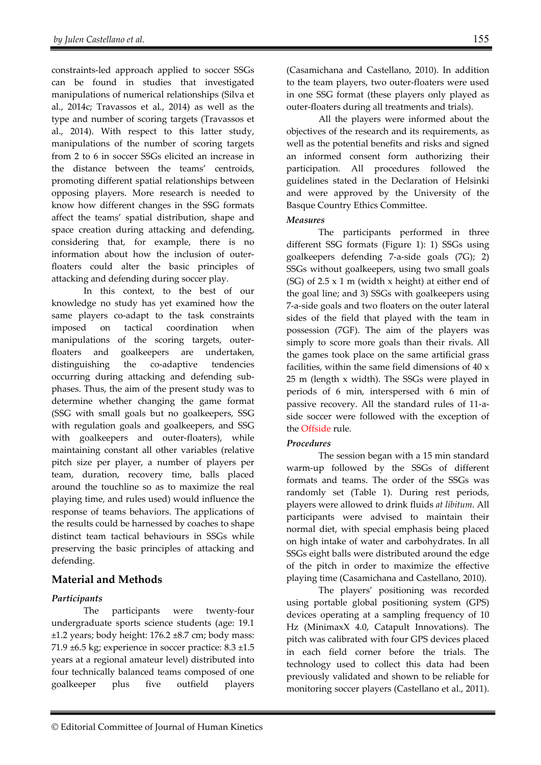constraints-led approach applied to soccer SSGs can be found in studies that investigated manipulations of numerical relationships (Silva et al., 2014c; Travassos et al., 2014) as well as the type and number of scoring targets (Travassos et al., 2014). With respect to this latter study, manipulations of the number of scoring targets from 2 to 6 in soccer SSGs elicited an increase in the distance between the teams' centroids, promoting different spatial relationships between opposing players. More research is needed to know how different changes in the SSG formats affect the teams' spatial distribution, shape and space creation during attacking and defending, considering that, for example, there is no information about how the inclusion of outer-floaters could alter the basic principles of attacking and defending during soccer play.

In this context, to the best of our knowledge no study has yet examined how the same players co-adapt to the task constraints imposed on tactical coordination when manipulations of the scoring targets, outer-floaters and goalkeepers are undertaken, distinguishing the co-adaptive tendencies occurring during attacking and defending sub-phases. Thus, the aim of the present study was to determine whether changing the game format (SSG with small goals but no goalkeepers, SSG with regulation goals and goalkeepers, and SSG with goalkeepers and outer-floaters), while maintaining constant all other variables (relative pitch size per player, a number of players per team, duration, recovery time, balls placed around the touchline so as to maximize the real playing time, and rules used) would influence the response of teams behaviors. The applications of the results could be harnessed by coaches to shape distinct team tactical behaviours in SSGs while preserving the basic principles of attacking and defending.

## Material and Methods

### *Participants*

The participants were twenty-four undergraduate sports science students (age: 19.1 ±1.2 years; body height: 176.2 ±8.7 cm; body mass: 71.9 ±6.5 kg; experience in soccer practice: 8.3 ±1.5 years at a regional amateur level) distributed into four technically balanced teams composed of one goalkeeper plus five outfield players (Casamichana and Castellano, 2010). In addition to the team players, two outer-floaters were used in one SSG format (these players only played as outer-floaters during all treatments and trials).

All the players were informed about the objectives of the research and its requirements, as well as the potential benefits and risks and signed an informed consent form authorizing their participation. All procedures followed the guidelines stated in the Declaration of Helsinki and were approved by the University of the Basque Country Ethics Committee.

### *Measures*

The participants performed in three different SSG formats (Figure 1): 1) SSGs using goalkeepers defending 7-a-side goals (7G); 2) SSGs without goalkeepers, using two small goals (SG) of 2.5 x 1 m (width x height) at either end of the goal line; and 3) SSGs with goalkeepers using 7-a-side goals and two floaters on the outer lateral sides of the field that played with the team in possession (7GF). The aim of the players was simply to score more goals than their rivals. All the games took place on the same artificial grass facilities, within the same field dimensions of 40 x 25 m (length x width). The SSGs were played in periods of 6 min, interspersed with 6 min of passive recovery. All the standard rules of 11-a-side soccer were followed with the exception of the Offside rule.

### *Procedures*

The session began with a 15 min standard warm-up followed by the SSGs of different formats and teams. The order of the SSGs was randomly set (Table 1). During rest periods, players were allowed to drink fluids *at libitum*. All participants were advised to maintain their normal diet, with special emphasis being placed on high intake of water and carbohydrates. In all SSGs eight balls were distributed around the edge of the pitch in order to maximize the effective playing time (Casamichana and Castellano, 2010).

The players' positioning was recorded using portable global positioning system (GPS) devices operating at a sampling frequency of 10 Hz (MinimaxX 4.0, Catapult Innovations). The pitch was calibrated with four GPS devices placed in each field corner before the trials. The technology used to collect this data had been previously validated and shown to be reliable for monitoring soccer players (Castellano et al., 2011).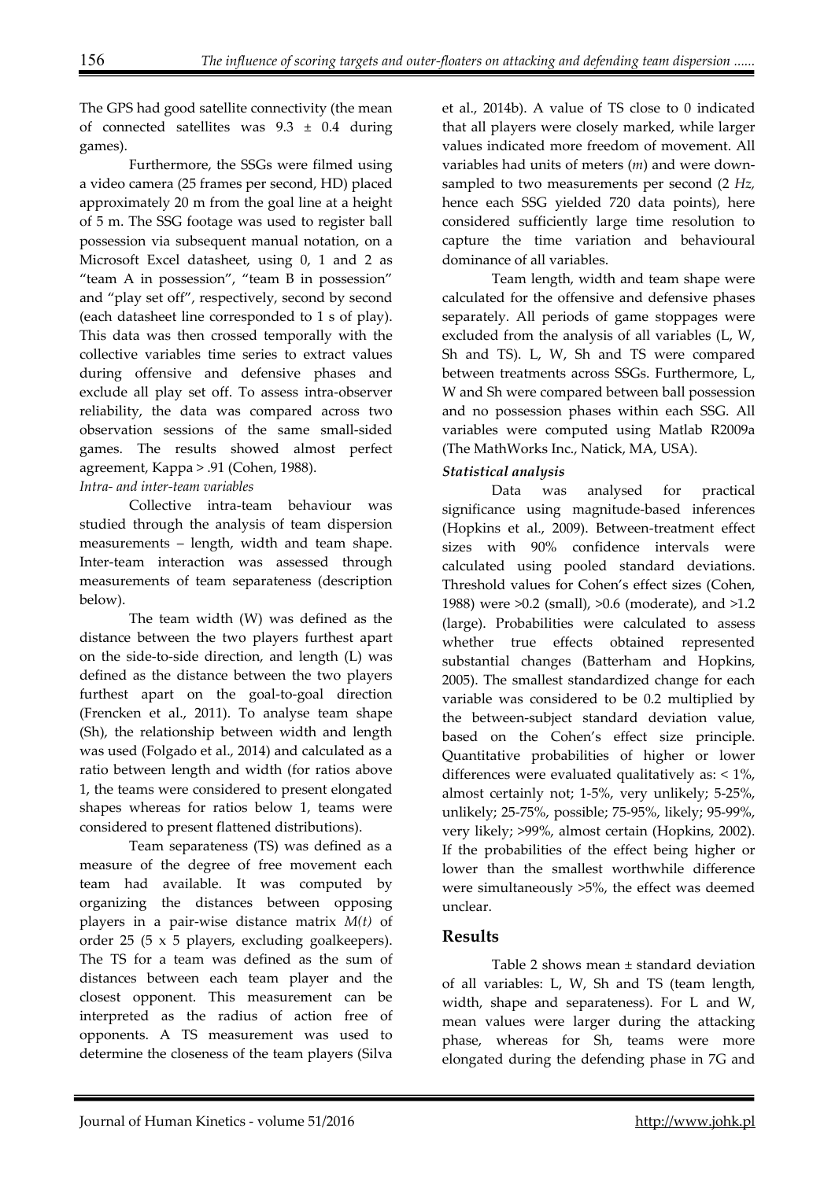The GPS had good satellite connectivity (the mean of connected satellites was 9.3 ± 0.4 during games).

Furthermore, the SSGs were filmed using a video camera (25 frames per second, HD) placed approximately 20 m from the goal line at a height of 5 m. The SSG footage was used to register ball possession via subsequent manual notation, on a Microsoft Excel datasheet, using 0, 1 and 2 as "team A in possession", "team B in possession" and "play set off", respectively, second by second (each datasheet line corresponded to 1 s of play). This data was then crossed temporally with the collective variables time series to extract values during offensive and defensive phases and exclude all play set off. To assess intra-observer reliability, the data was compared across two observation sessions of the same small-sided games. The results showed almost perfect agreement, Kappa > .91 (Cohen, 1988).

*Intra- and inter-team variables*

Collective intra-team behaviour was studied through the analysis of team dispersion measurements – length, width and team shape. Inter-team interaction was assessed through measurements of team separateness (description below).

The team width (W) was defined as the distance between the two players furthest apart on the side-to-side direction, and length (L) was defined as the distance between the two players furthest apart on the goal-to-goal direction (Frencken et al., 2011). To analyse team shape (Sh), the relationship between width and length was used (Folgado et al., 2014) and calculated as a ratio between length and width (for ratios above 1, the teams were considered to present elongated shapes whereas for ratios below 1, teams were considered to present flattened distributions).

Team separateness (TS) was defined as a measure of the degree of free movement each team had available. It was computed by organizing the distances between opposing players in a pair-wise distance matrix $M(t)$ of order 25 (5 x 5 players, excluding goalkeepers). The TS for a team was defined as the sum of distances between each team player and the closest opponent. This measurement can be interpreted as the radius of action free of opponents. A TS measurement was used to determine the closeness of the team players (Silva et al., 2014b). A value of TS close to 0 indicated that all players were closely marked, while larger values indicated more freedom of movement. All variables had units of meters (*m*) and were down-sampled to two measurements per second (2 *Hz,* hence each SSG yielded 720 data points), here considered sufficiently large time resolution to capture the time variation and behavioural dominance of all variables.

Team length, width and team shape were calculated for the offensive and defensive phases separately. All periods of game stoppages were excluded from the analysis of all variables (L, W, Sh and TS). L, W, Sh and TS were compared between treatments across SSGs. Furthermore, L, W and Sh were compared between ball possession and no possession phases within each SSG. All variables were computed using Matlab R2009a (The MathWorks Inc., Natick, MA, USA).

***Statistical analysis***

Data was analysed for practical significance using magnitude-based inferences (Hopkins et al., 2009). Between-treatment effect sizes with 90% confidence intervals were calculated using pooled standard deviations. Threshold values for Cohen's effect sizes (Cohen, 1988) were >0.2 (small), >0.6 (moderate), and >1.2 (large). Probabilities were calculated to assess whether true effects obtained represented substantial changes (Batterham and Hopkins, 2005). The smallest standardized change for each variable was considered to be 0.2 multiplied by the between-subject standard deviation value, based on the Cohen's effect size principle. Quantitative probabilities of higher or lower differences were evaluated qualitatively as: < 1%, almost certainly not; 1-5%, very unlikely; 5-25%, unlikely; 25-75%, possible; 75-95%, likely; 95-99%, very likely; >99%, almost certain (Hopkins, 2002). If the probabilities of the effect being higher or lower than the smallest worthwhile difference were simultaneously >5%, the effect was deemed unclear.

## Results

Table 2 shows mean ± standard deviation of all variables: L, W, Sh and TS (team length, width, shape and separateness). For L and W, mean values were larger during the attacking phase, whereas for Sh, teams were more elongated during the defending phase in 7G and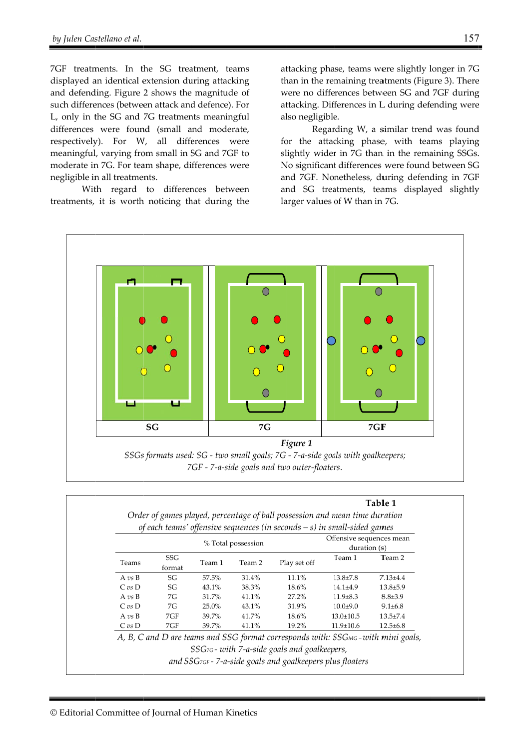7GF treatments. In the SG treatment, teams displayed an identical extension during attacking and defending. Figure 2 shows the magnitude of such differences (between attack and defence). For L, only in the SG and 7G treatments meaningful differences were found (small and moderate, respectively). For W, all differences were meaningful, varying from small in SG and 7GF to moderate in 7G. For team shape, differences were negligible in all treatments.

With regard to differences between treatments, it is worth noticing that during the attacking phase, teams were slightly longer in 7G than in the remaining treatments (Figure 3). There were no differences between SG and 7GF during attacking. Differences in L during defending were also negligible.

Regarding W, a similar trend was found for the attacking phase, with teams playing slightly wider in 7G than in the remaining SSGs. No significant differences were found between SG and 7GF. Nonetheless, during defending in 7GF and SG treatments, teams displayed slightly larger values of W than in 7G.

SG | 7G | 7GF

*Figure 1*

*SSGs formats used: SG - two small goals; 7G - 7-a-side goals with goalkeepers; 7GF - 7-a-side goals and two outer-floaters.*

**Table 1**

*Order of games played, percentage of ball possession and mean time duration of each teams' offensive sequences (in seconds – s) in small-sided games*

| | | % Total possession | | | Offensive sequences mean duration (s) | |
|---|---|---|---|---|---|---|
| Teams | SSG format | Team 1 | Team 2 | Play set off | Team 1 | Team 2 |
| A *vs* B | SG | 57.5% | 31.4% | 11.1% | 13.8±7.8 | 7.13±4.4 |
| C *vs* D | SG | 43.1% | 38.3% | 18.6% | 14.1±4.9 | 13.8±5.9 |
| A *vs* B | 7G | 31.7% | 41.1% | 27.2% | 11.9±8.3 | 8.8±3.9 |
| C *vs* D | 7G | 25.0% | 43.1% | 31.9% | 10.0±9.0 | 9.1±6.8 |
| A *vs* B | 7GF | 39.7% | 41.7% | 18.6% | 13.0±10.5 | 13.5±7.4 |
| C *vs* D | 7GF | 39.7% | 41.1% | 19.2% | 11.9±10.6 | 12.5±6.8 |

*A, B, C and D are teams and SSG format corresponds with: $SSG_{MG}$ - with mini goals, $SSG_{7G}$ - with 7-a-side goals and goalkeepers, and $SSG_{7GF}$ - 7-a-side goals and goalkeepers plus floaters*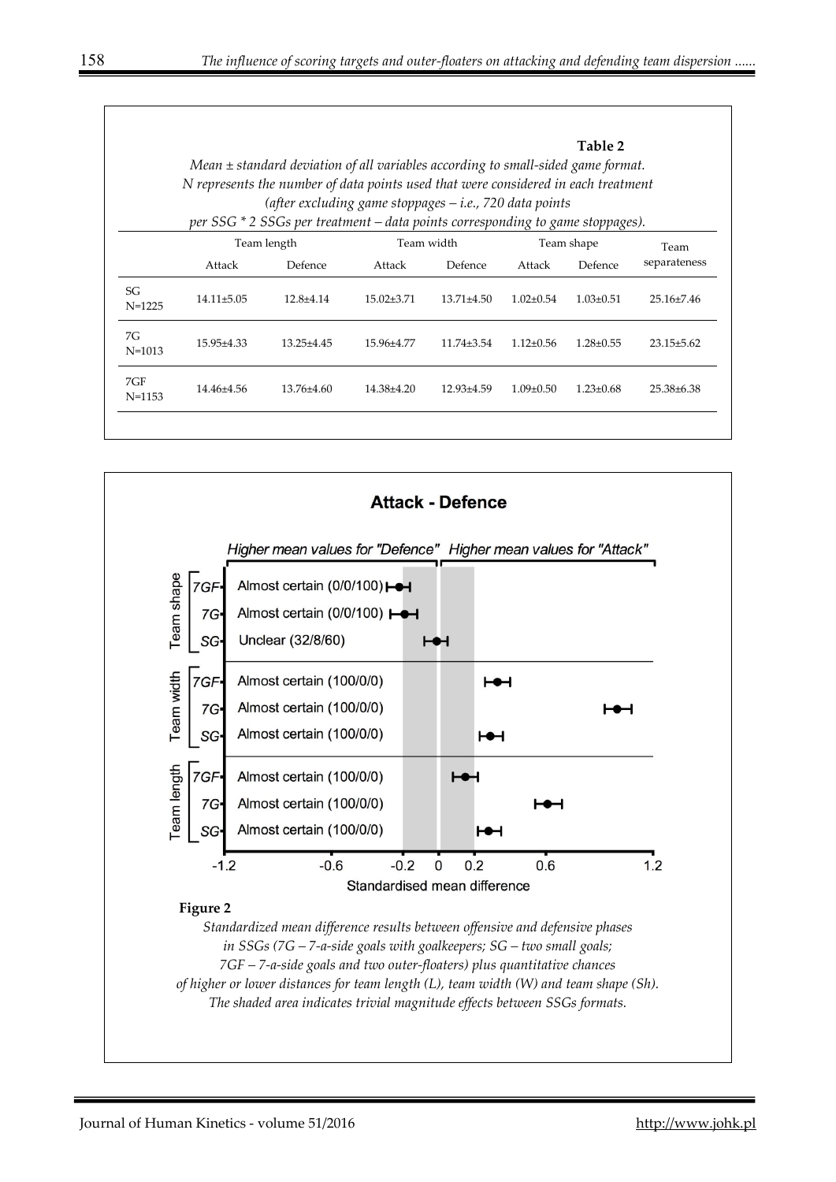**Table 2**

*Mean ± standard deviation of all variables according to small-sided game format. N represents the number of data points used that were considered in each treatment (after excluding game stoppages – i.e., 720 data points per SSG * 2 SSGs per treatment – data points corresponding to game stoppages).*

| | Team length | | Team width | | Team shape | | Team separateness |
|---|---|---|---|---|---|---|---|
| | Attack | Defence | Attack | Defence | Attack | Defence | |
| SG N=1225 | 14.11±5.05 | 12.8±4.14 | 15.02±3.71 | 13.71±4.50 | 1.02±0.54 | 1.03±0.51 | 25.16±7.46 |
| 7G N=1013 | 15.95±4.33 | 13.25±4.45 | 15.96±4.77 | 11.74±3.54 | 1.12±0.56 | 1.28±0.55 | 23.15±5.62 |
| 7GF N=1153 | 14.46±4.56 | 13.76±4.60 | 14.38±4.20 | 12.93±4.59 | 1.09±0.50 | 1.23±0.68 | 25.38±6.38 |

**Figure 2**

*Standardized mean difference results between offensive and defensive phases in SSGs (7G – 7-a-side goals with goalkeepers; SG – two small goals; 7GF – 7-a-side goals and two outer-floaters) plus quantitative chances of higher or lower distances for team length (L), team width (W) and team shape (Sh). The shaded area indicates trivial magnitude effects between SSGs formats.*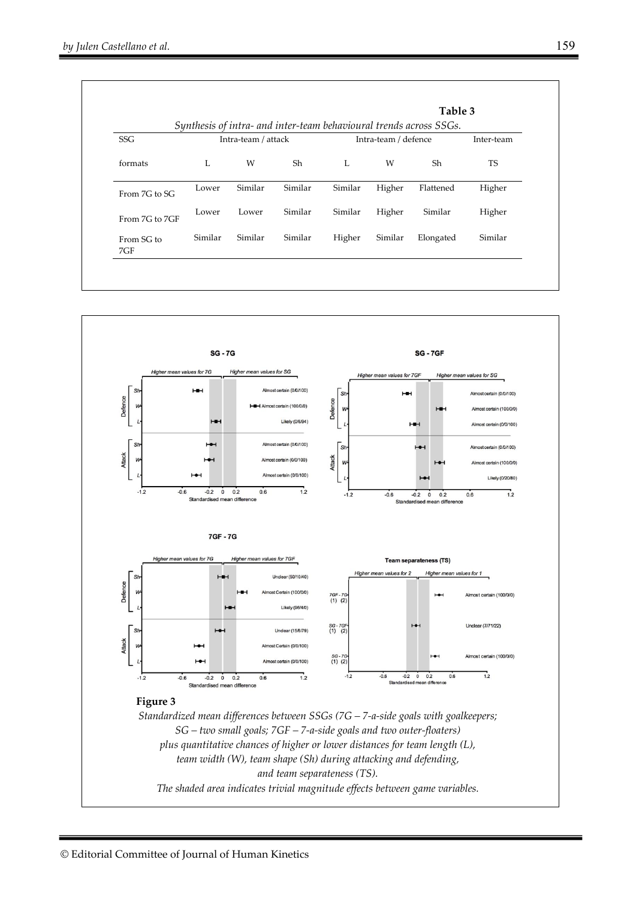**Table 3**

*Synthesis of intra- and inter-team behavioural trends across SSGs.*

| SSG | Intra-team / attack | | | Intra-team / defence | | | Inter-team |
|---|---|---|---|---|---|---|---|
| formats | L | W | Sh | L | W | Sh | TS |
| From 7G to SG | Lower | Similar | Similar | Similar | Higher | Flattened | Higher |
| From 7G to 7GF | Lower | Lower | Similar | Similar | Higher | Similar | Higher |
| From SG to 7GF | Similar | Similar | Similar | Higher | Similar | Elongated | Similar |

**Figure 3**

*Standardized mean differences between SSGs (7G – 7-a-side goals with goalkeepers; SG – two small goals; 7GF – 7-a-side goals and two outer-floaters) plus quantitative chances of higher or lower distances for team length (L), team width (W), team shape (Sh) during attacking and defending, and team separateness (TS). The shaded area indicates trivial magnitude effects between game variables.*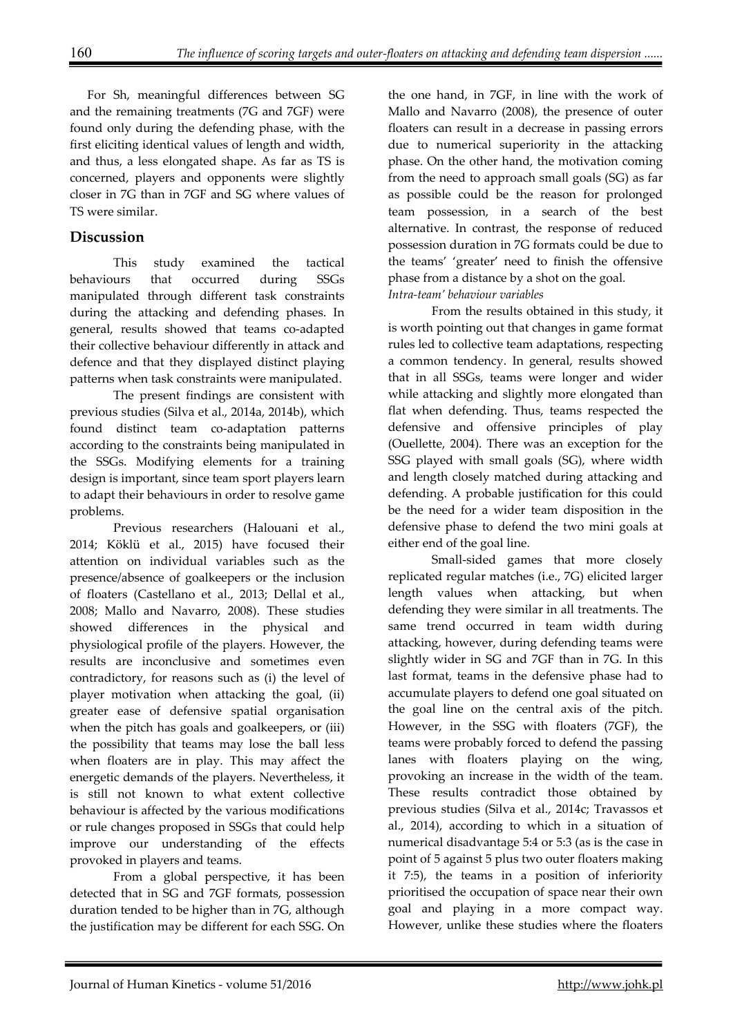For Sh, meaningful differences between SG and the remaining treatments (7G and 7GF) were found only during the defending phase, with the first eliciting identical values of length and width, and thus, a less elongated shape. As far as TS is concerned, players and opponents were slightly closer in 7G than in 7GF and SG where values of TS were similar.

## Discussion

This study examined the tactical behaviours that occurred during SSGs manipulated through different task constraints during the attacking and defending phases. In general, results showed that teams co-adapted their collective behaviour differently in attack and defence and that they displayed distinct playing patterns when task constraints were manipulated.

The present findings are consistent with previous studies (Silva et al., 2014a, 2014b), which found distinct team co-adaptation patterns according to the constraints being manipulated in the SSGs. Modifying elements for a training design is important, since team sport players learn to adapt their behaviours in order to resolve game problems.

Previous researchers (Halouani et al., 2014; Köklü et al., 2015) have focused their attention on individual variables such as the presence/absence of goalkeepers or the inclusion of floaters (Castellano et al., 2013; Dellal et al., 2008; Mallo and Navarro, 2008). These studies showed differences in the physical and physiological profile of the players. However, the results are inconclusive and sometimes even contradictory, for reasons such as (i) the level of player motivation when attacking the goal, (ii) greater ease of defensive spatial organisation when the pitch has goals and goalkeepers, or (iii) the possibility that teams may lose the ball less when floaters are in play. This may affect the energetic demands of the players. Nevertheless, it is still not known to what extent collective behaviour is affected by the various modifications or rule changes proposed in SSGs that could help improve our understanding of the effects provoked in players and teams.

From a global perspective, it has been detected that in SG and 7GF formats, possession duration tended to be higher than in 7G, although the justification may be different for each SSG. On the one hand, in 7GF, in line with the work of Mallo and Navarro (2008), the presence of outer floaters can result in a decrease in passing errors due to numerical superiority in the attacking phase. On the other hand, the motivation coming from the need to approach small goals (SG) as far as possible could be the reason for prolonged team possession, in a search of the best alternative. In contrast, the response of reduced possession duration in 7G formats could be due to the teams' 'greater' need to finish the offensive phase from a distance by a shot on the goal.

*Intra-team' behaviour variables*

From the results obtained in this study, it is worth pointing out that changes in game format rules led to collective team adaptations, respecting a common tendency. In general, results showed that in all SSGs, teams were longer and wider while attacking and slightly more elongated than flat when defending. Thus, teams respected the defensive and offensive principles of play (Ouellette, 2004). There was an exception for the SSG played with small goals (SG), where width and length closely matched during attacking and defending. A probable justification for this could be the need for a wider team disposition in the defensive phase to defend the two mini goals at either end of the goal line.

Small-sided games that more closely replicated regular matches (i.e., 7G) elicited larger length values when attacking, but when defending they were similar in all treatments. The same trend occurred in team width during attacking, however, during defending teams were slightly wider in SG and 7GF than in 7G. In this last format, teams in the defensive phase had to accumulate players to defend one goal situated on the goal line on the central axis of the pitch. However, in the SSG with floaters (7GF), the teams were probably forced to defend the passing lanes with floaters playing on the wing, provoking an increase in the width of the team. These results contradict those obtained by previous studies (Silva et al., 2014c; Travassos et al., 2014), according to which in a situation of numerical disadvantage 5:4 or 5:3 (as is the case in point of 5 against 5 plus two outer floaters making it 7:5), the teams in a position of inferiority prioritised the occupation of space near their own goal and playing in a more compact way. However, unlike these studies where the floaters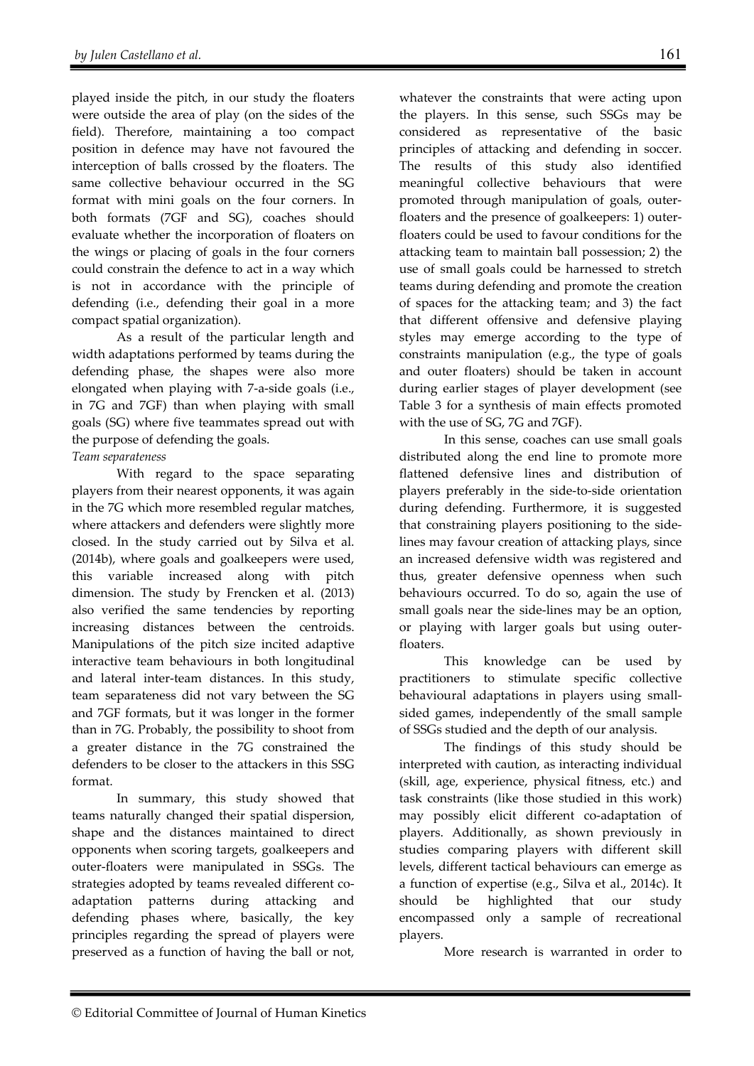played inside the pitch, in our study the floaters were outside the area of play (on the sides of the field). Therefore, maintaining a too compact position in defence may have not favoured the interception of balls crossed by the floaters. The same collective behaviour occurred in the SG format with mini goals on the four corners. In both formats (7GF and SG), coaches should evaluate whether the incorporation of floaters on the wings or placing of goals in the four corners could constrain the defence to act in a way which is not in accordance with the principle of defending (i.e., defending their goal in a more compact spatial organization).

As a result of the particular length and width adaptations performed by teams during the defending phase, the shapes were also more elongated when playing with 7-a-side goals (i.e., in 7G and 7GF) than when playing with small goals (SG) where five teammates spread out with the purpose of defending the goals.

*Team separateness*

With regard to the space separating players from their nearest opponents, it was again in the 7G which more resembled regular matches, where attackers and defenders were slightly more closed. In the study carried out by Silva et al. (2014b), where goals and goalkeepers were used, this variable increased along with pitch dimension. The study by Frencken et al. (2013) also verified the same tendencies by reporting increasing distances between the centroids. Manipulations of the pitch size incited adaptive interactive team behaviours in both longitudinal and lateral inter-team distances. In this study, team separateness did not vary between the SG and 7GF formats, but it was longer in the former than in 7G. Probably, the possibility to shoot from a greater distance in the 7G constrained the defenders to be closer to the attackers in this SSG format.

In summary, this study showed that teams naturally changed their spatial dispersion, shape and the distances maintained to direct opponents when scoring targets, goalkeepers and outer-floaters were manipulated in SSGs. The strategies adopted by teams revealed different co-adaptation patterns during attacking and defending phases where, basically, the key principles regarding the spread of players were preserved as a function of having the ball or not, whatever the constraints that were acting upon the players. In this sense, such SSGs may be considered as representative of the basic principles of attacking and defending in soccer. The results of this study also identified meaningful collective behaviours that were promoted through manipulation of goals, outer-floaters and the presence of goalkeepers: 1) outer-floaters could be used to favour conditions for the attacking team to maintain ball possession; 2) the use of small goals could be harnessed to stretch teams during defending and promote the creation of spaces for the attacking team; and 3) the fact that different offensive and defensive playing styles may emerge according to the type of constraints manipulation (e.g., the type of goals and outer floaters) should be taken in account during earlier stages of player development (see Table 3 for a synthesis of main effects promoted with the use of SG, 7G and 7GF).

In this sense, coaches can use small goals distributed along the end line to promote more flattened defensive lines and distribution of players preferably in the side-to-side orientation during defending. Furthermore, it is suggested that constraining players positioning to the side-lines may favour creation of attacking plays, since an increased defensive width was registered and thus, greater defensive openness when such behaviours occurred. To do so, again the use of small goals near the side-lines may be an option, or playing with larger goals but using outer-floaters.

This knowledge can be used by practitioners to stimulate specific collective behavioural adaptations in players using small-sided games, independently of the small sample of SSGs studied and the depth of our analysis.

The findings of this study should be interpreted with caution, as interacting individual (skill, age, experience, physical fitness, etc.) and task constraints (like those studied in this work) may possibly elicit different co-adaptation of players. Additionally, as shown previously in studies comparing players with different skill levels, different tactical behaviours can emerge as a function of expertise (e.g., Silva et al., 2014c). It should be highlighted that our study encompassed only a sample of recreational players.

More research is warranted in order to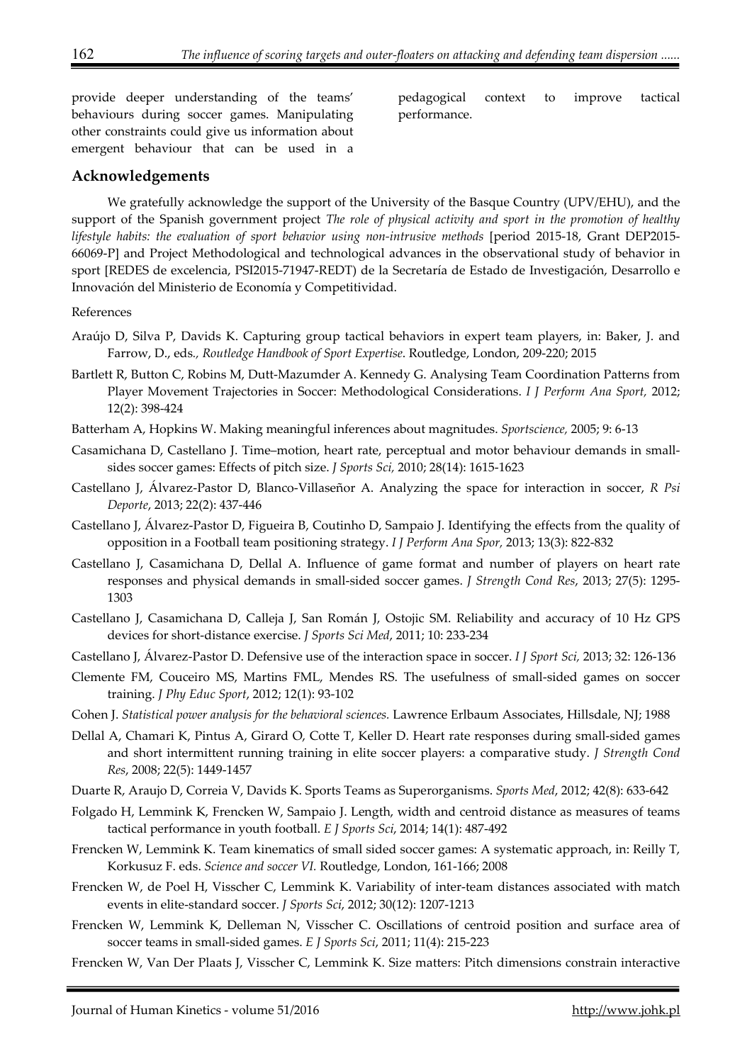provide deeper understanding of the teams' behaviours during soccer games. Manipulating other constraints could give us information about emergent behaviour that can be used in a pedagogical context to improve tactical performance.

## Acknowledgements

We gratefully acknowledge the support of the University of the Basque Country (UPV/EHU), and the support of the Spanish government project *The role of physical activity and sport in the promotion of healthy lifestyle habits: the evaluation of sport behavior using non-intrusive methods* [period 2015-18, Grant DEP2015-66069-P] and Project Methodological and technological advances in the observational study of behavior in sport [REDES de excelencia, PSI2015-71947-REDT) de la Secretaría de Estado de Investigación, Desarrollo e Innovación del Ministerio de Economía y Competitividad.

References

Araújo D, Silva P, Davids K. Capturing group tactical behaviors in expert team players, in: Baker, J. and Farrow, D., eds*., Routledge Handbook of Sport Expertise*. Routledge, London, 209-220; 2015

Bartlett R, Button C, Robins M, Dutt-Mazumder A. Kennedy G. Analysing Team Coordination Patterns from Player Movement Trajectories in Soccer: Methodological Considerations. *I J Perform Ana Sport,* 2012; 12(2): 398-424

Batterham A, Hopkins W. Making meaningful inferences about magnitudes. *Sportscience,* 2005; 9: 6-13

Casamichana D, Castellano J. Time–motion, heart rate, perceptual and motor behaviour demands in small-sides soccer games: Effects of pitch size. *J Sports Sci,* 2010; 28(14): 1615-1623

Castellano J, Álvarez-Pastor D, Blanco-Villaseñor A. Analyzing the space for interaction in soccer, *R Psi Deporte*, 2013; 22(2): 437-446

Castellano J, Álvarez-Pastor D, Figueira B, Coutinho D, Sampaio J. Identifying the effects from the quality of opposition in a Football team positioning strategy. *I J Perform Ana Spor,* 2013; 13(3): 822-832

Castellano J, Casamichana D, Dellal A. Influence of game format and number of players on heart rate responses and physical demands in small-sided soccer games. *J Strength Cond Res*, 2013; 27(5): 1295-1303

Castellano J, Casamichana D, Calleja J, San Román J, Ostojic SM. Reliability and accuracy of 10 Hz GPS devices for short-distance exercise. *J Sports Sci Med*, 2011; 10: 233-234

Castellano J, Álvarez-Pastor D. Defensive use of the interaction space in soccer. *I J Sport Sci,* 2013; 32: 126-136

Clemente FM, Couceiro MS, Martins FML, Mendes RS. The usefulness of small-sided games on soccer training. *J Phy Educ Sport*, 2012; 12(1): 93-102

Cohen J. *Statistical power analysis for the behavioral sciences.* Lawrence Erlbaum Associates, Hillsdale, NJ; 1988

Dellal A, Chamari K, Pintus A, Girard O, Cotte T, Keller D. Heart rate responses during small-sided games and short intermittent running training in elite soccer players: a comparative study. *J Strength Cond Res*, 2008; 22(5): 1449-1457

Duarte R, Araujo D, Correia V, Davids K. Sports Teams as Superorganisms. *Sports Med*, 2012; 42(8): 633-642

Folgado H, Lemmink K, Frencken W, Sampaio J. Length, width and centroid distance as measures of teams tactical performance in youth football. *E J Sports Sci*, 2014; 14(1): 487-492

Frencken W, Lemmink K. Team kinematics of small sided soccer games: A systematic approach, in: Reilly T, Korkusuz F. eds. *Science and soccer VI.* Routledge, London, 161-166; 2008

Frencken W, de Poel H, Visscher C, Lemmink K. Variability of inter-team distances associated with match events in elite-standard soccer. *J Sports Sci*, 2012; 30(12): 1207-1213

Frencken W, Lemmink K, Delleman N, Visscher C. Oscillations of centroid position and surface area of soccer teams in small-sided games. *E J Sports Sci*, 2011; 11(4): 215-223

Frencken W, Van Der Plaats J, Visscher C, Lemmink K. Size matters: Pitch dimensions constrain interactive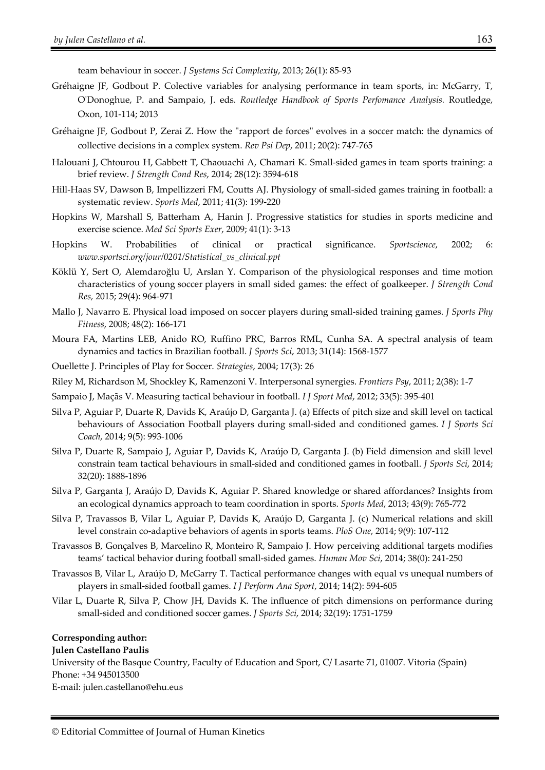team behaviour in soccer. *J Systems Sci Complexity*, 2013; 26(1): 85-93

Gréhaigne JF, Godbout P. Colective variables for analysing performance in team sports, in: McGarry, T, O'Donoghue, P. and Sampaio, J. eds. *Routledge Handbook of Sports Perfomance Analysis.* Routledge, Oxon, 101-114; 2013

Gréhaigne JF, Godbout P, Zerai Z. How the "rapport de forces" evolves in a soccer match: the dynamics of collective decisions in a complex system. *Rev Psi Dep*, 2011; 20(2): 747-765

Halouani J, Chtourou H, Gabbett T, Chaouachi A, Chamari K. Small-sided games in team sports training: a brief review. *J Strength Cond Res*, 2014; 28(12): 3594-618

Hill-Haas SV, Dawson B, Impellizzeri FM, Coutts AJ. Physiology of small-sided games training in football: a systematic review. *Sports Med*, 2011; 41(3): 199-220

Hopkins W, Marshall S, Batterham A, Hanin J. Progressive statistics for studies in sports medicine and exercise science. *Med Sci Sports Exer*, 2009; 41(1): 3-13

Hopkins W. Probabilities of clinical or practical significance. *Sportscience*, 2002; 6: *www.sportsci.org/jour/0201/Statistical_vs_clinical.ppt*

Köklü Y, Sert O, Alemdaroğlu U, Arslan Y. Comparison of the physiological responses and time motion characteristics of young soccer players in small sided games: the effect of goalkeeper. *J Strength Cond Res,* 2015; 29(4): 964-971

Mallo J, Navarro E. Physical load imposed on soccer players during small-sided training games. *J Sports Phy Fitness*, 2008; 48(2): 166-171

Moura FA, Martins LEB, Anido RO, Ruffino PRC, Barros RML, Cunha SA. A spectral analysis of team dynamics and tactics in Brazilian football. *J Sports Sci*, 2013; 31(14): 1568-1577

Ouellette J. Principles of Play for Soccer. *Strategies*, 2004; 17(3): 26

Riley M, Richardson M, Shockley K, Ramenzoni V. Interpersonal synergies. *Frontiers Psy*, 2011; 2(38): 1-7

Sampaio J, Maçãs V. Measuring tactical behaviour in football. *I J Sport Med*, 2012; 33(5): 395-401

Silva P, Aguiar P, Duarte R, Davids K, Araújo D, Garganta J. (a) Effects of pitch size and skill level on tactical behaviours of Association Football players during small-sided and conditioned games. *I J Sports Sci Coach*, 2014; 9(5): 993-1006

Silva P, Duarte R, Sampaio J, Aguiar P, Davids K, Araújo D, Garganta J. (b) Field dimension and skill level constrain team tactical behaviours in small-sided and conditioned games in football. *J Sports Sci*, 2014; 32(20): 1888-1896

Silva P, Garganta J, Araújo D, Davids K, Aguiar P. Shared knowledge or shared affordances? Insights from an ecological dynamics approach to team coordination in sports. *Sports Med*, 2013; 43(9): 765-772

Silva P, Travassos B, Vilar L, Aguiar P, Davids K, Araújo D, Garganta J. (c) Numerical relations and skill level constrain co-adaptive behaviors of agents in sports teams. *PloS One*, 2014; 9(9): 107-112

Travassos B, Gonçalves B, Marcelino R, Monteiro R, Sampaio J. How perceiving additional targets modifies teams' tactical behavior during football small-sided games. *Human Mov Sci*, 2014; 38(0): 241-250

Travassos B, Vilar L, Araújo D, McGarry T. Tactical performance changes with equal vs unequal numbers of players in small-sided football games. *I J Perform Ana Sport*, 2014; 14(2): 594-605

Vilar L, Duarte R, Silva P, Chow JH, Davids K. The influence of pitch dimensions on performance during small-sided and conditioned soccer games. *J Sports Sci*, 2014; 32(19): 1751-1759

**Corresponding author:**

**Julen Castellano Paulis**

University of the Basque Country, Faculty of Education and Sport, C/ Lasarte 71, 01007. Vitoria (Spain)
Phone: +34 945013500
E-mail: julen.castellano@ehu.eus